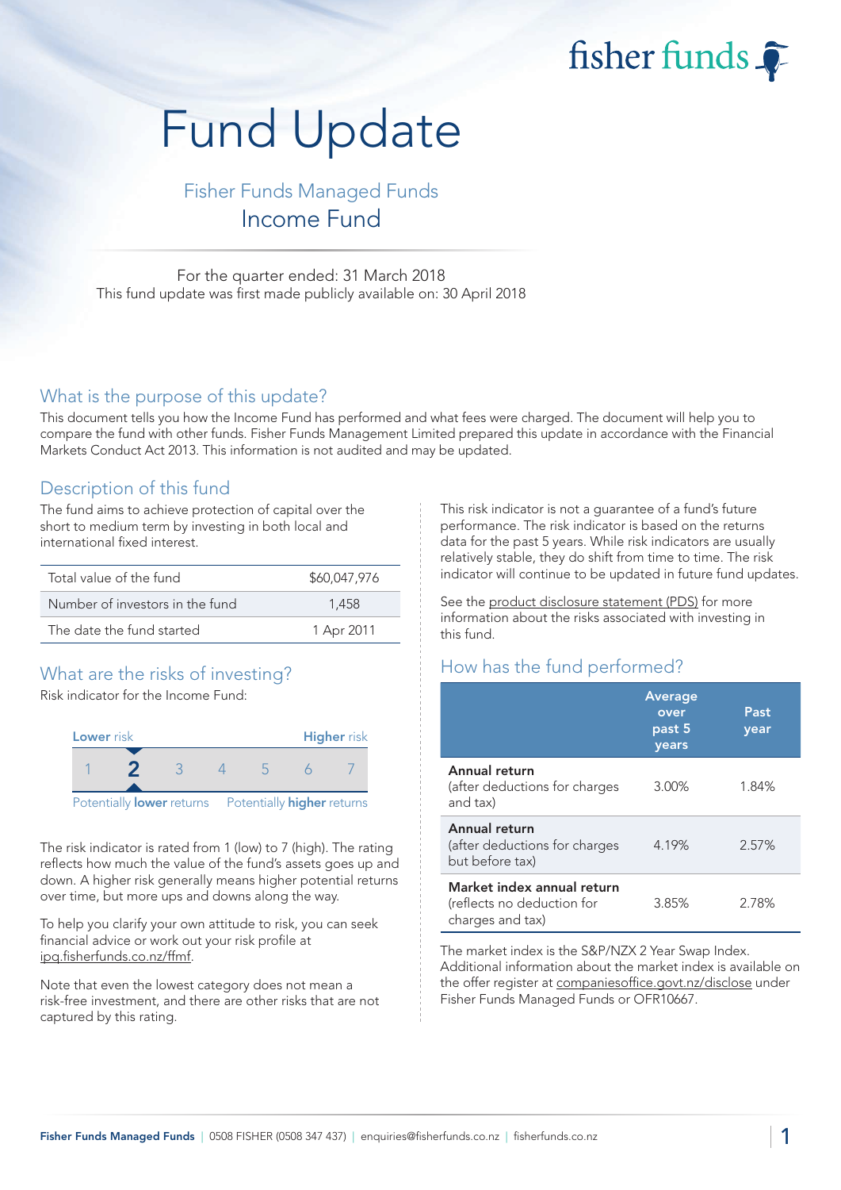fisher funds

# Fund Update

## Fisher Funds Managed Funds
## Income Fund

For the quarter ended: 31 March 2018
This fund update was first made publicly available on: 30 April 2018

## What is the purpose of this update?

This document tells you how the Income Fund has performed and what fees were charged. The document will help you to compare the fund with other funds. Fisher Funds Management Limited prepared this update in accordance with the Financial Markets Conduct Act 2013. This information is not audited and may be updated.

## Description of this fund

The fund aims to achieve protection of capital over the short to medium term by investing in both local and international fixed interest.

| | |
|---|---|
| Total value of the fund | $60,047,976 |
| Number of investors in the fund | 1,458 |
| The date the fund started | 1 Apr 2011 |

## What are the risks of investing?

Risk indicator for the Income Fund:

Lower risk | Higher risk

1 **2** 3 4 5 6 7

Potentially **lower** returns | Potentially **higher** returns

The risk indicator is rated from 1 (low) to 7 (high). The rating reflects how much the value of the fund's assets goes up and down. A higher risk generally means higher potential returns over time, but more ups and downs along the way.

To help you clarify your own attitude to risk, you can seek financial advice or work out your risk profile at ipq.fisherfunds.co.nz/ffmf.

Note that even the lowest category does not mean a risk-free investment, and there are other risks that are not captured by this rating.

This risk indicator is not a guarantee of a fund's future performance. The risk indicator is based on the returns data for the past 5 years. While risk indicators are usually relatively stable, they do shift from time to time. The risk indicator will continue to be updated in future fund updates.

See the product disclosure statement (PDS) for more information about the risks associated with investing in this fund.

## How has the fund performed?

| | Average over past 5 years | Past year |
|---|---|---|
| **Annual return** (after deductions for charges and tax) | 3.00% | 1.84% |
| **Annual return** (after deductions for charges but before tax) | 4.19% | 2.57% |
| **Market index annual return** (reflects no deduction for charges and tax) | 3.85% | 2.78% |

The market index is the S&P/NZX 2 Year Swap Index. Additional information about the market index is available on the offer register at companiesoffice.govt.nz/disclose under Fisher Funds Managed Funds or OFR10667.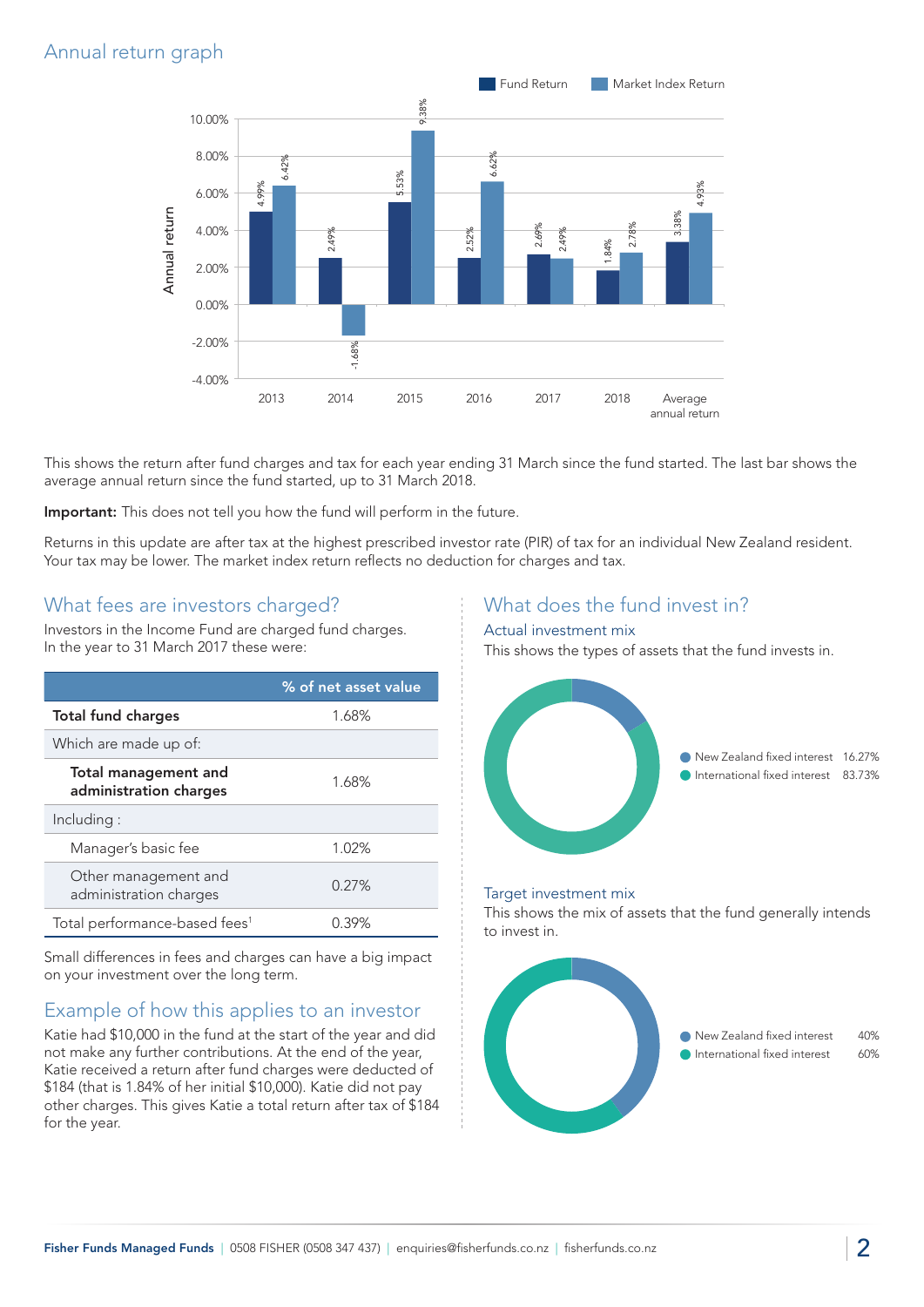## Annual return graph

Fund Return
Market Index Return

Annual return

10.00%
8.00%
6.00%
4.00%
2.00%
0.00%
-2.00%
-4.00%

2013: 4.99%, 6.42%
2014: 2.49%, -1.68%
2015: 5.53%, 9.38%
2016: 2.52%, 6.62%
2017: 2.69%, 2.49%
2018: 1.84%, 2.78%
Average annual return: 3.38%, 4.93%

This shows the return after fund charges and tax for each year ending 31 March since the fund started. The last bar shows the average annual return since the fund started, up to 31 March 2018.

**Important:** This does not tell you how the fund will perform in the future.

Returns in this update are after tax at the highest prescribed investor rate (PIR) of tax for an individual New Zealand resident. Your tax may be lower. The market index return reflects no deduction for charges and tax.

## What fees are investors charged?

Investors in the Income Fund are charged fund charges. In the year to 31 March 2017 these were:

| | % of net asset value |
|---|---|
| **Total fund charges** | 1.68% |
| Which are made up of: | |
| **Total management and administration charges** | 1.68% |
| Including : | |
| Manager's basic fee | 1.02% |
| Other management and administration charges | 0.27% |
| Total performance-based fees[1] | 0.39% |

Small differences in fees and charges can have a big impact on your investment over the long term.

## Example of how this applies to an investor

Katie had $10,000 in the fund at the start of the year and did not make any further contributions. At the end of the year, Katie received a return after fund charges were deducted of $184 (that is 1.84% of her initial $10,000). Katie did not pay other charges. This gives Katie a total return after tax of $184 for the year.

## What does the fund invest in?

### Actual investment mix

This shows the types of assets that the fund invests in.

New Zealand fixed interest 16.27%
International fixed interest 83.73%

### Target investment mix

This shows the mix of assets that the fund generally intends to invest in.

New Zealand fixed interest 40%
International fixed interest 60%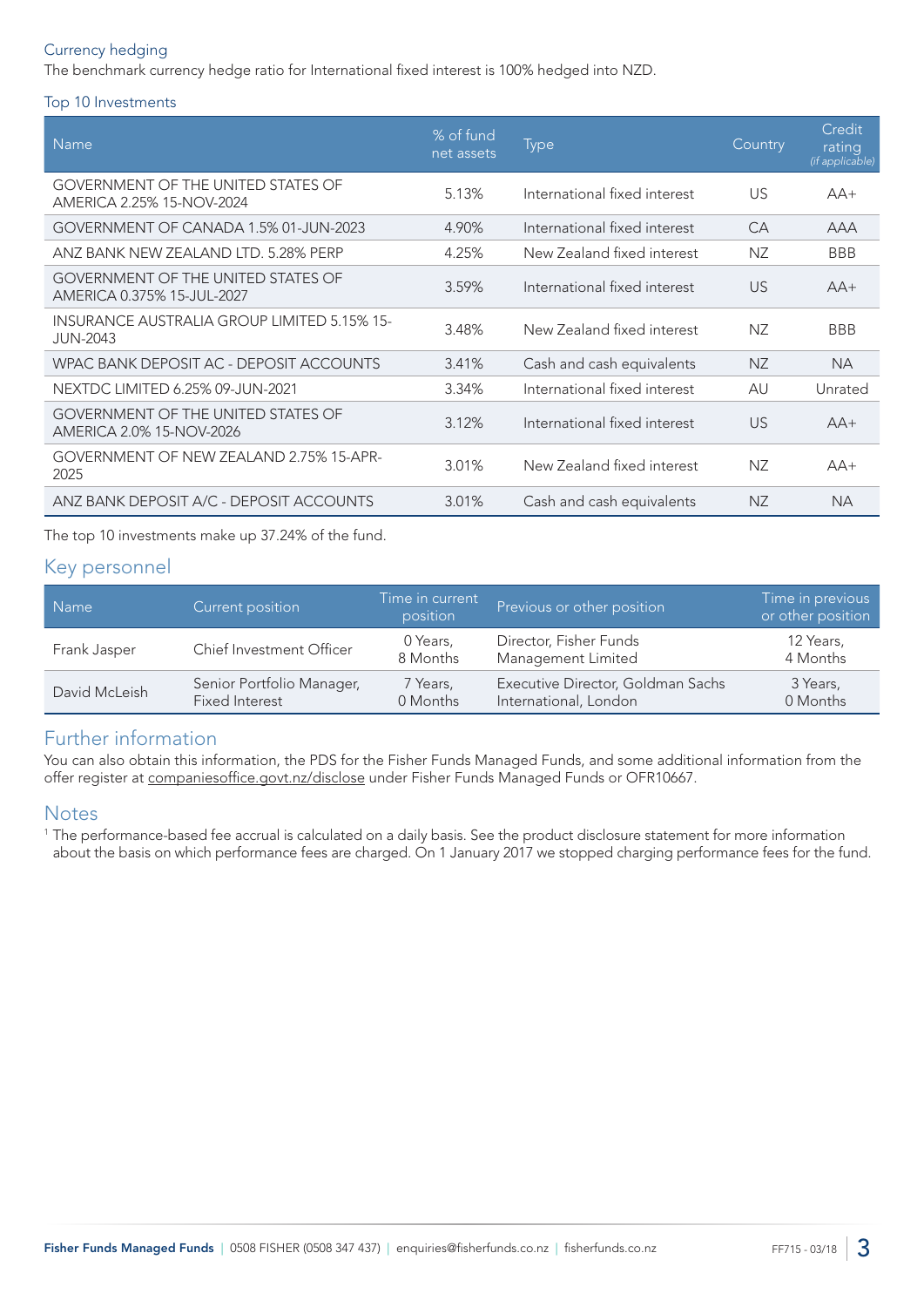### Currency hedging

The benchmark currency hedge ratio for International fixed interest is 100% hedged into NZD.

### Top 10 Investments

| Name | % of fund net assets | Type | Country | Credit rating *(if applicable)* |
|---|---|---|---|---|
| GOVERNMENT OF THE UNITED STATES OF AMERICA 2.25% 15-NOV-2024 | 5.13% | International fixed interest | US | AA+ |
| GOVERNMENT OF CANADA 1.5% 01-JUN-2023 | 4.90% | International fixed interest | CA | AAA |
| ANZ BANK NEW ZEALAND LTD. 5.28% PERP | 4.25% | New Zealand fixed interest | NZ | BBB |
| GOVERNMENT OF THE UNITED STATES OF AMERICA 0.375% 15-JUL-2027 | 3.59% | International fixed interest | US | AA+ |
| INSURANCE AUSTRALIA GROUP LIMITED 5.15% 15-JUN-2043 | 3.48% | New Zealand fixed interest | NZ | BBB |
| WPAC BANK DEPOSIT AC - DEPOSIT ACCOUNTS | 3.41% | Cash and cash equivalents | NZ | NA |
| NEXTDC LIMITED 6.25% 09-JUN-2021 | 3.34% | International fixed interest | AU | Unrated |
| GOVERNMENT OF THE UNITED STATES OF AMERICA 2.0% 15-NOV-2026 | 3.12% | International fixed interest | US | AA+ |
| GOVERNMENT OF NEW ZEALAND 2.75% 15-APR-2025 | 3.01% | New Zealand fixed interest | NZ | AA+ |
| ANZ BANK DEPOSIT A/C - DEPOSIT ACCOUNTS | 3.01% | Cash and cash equivalents | NZ | NA |

The top 10 investments make up 37.24% of the fund.

## Key personnel

| Name | Current position | Time in current position | Previous or other position | Time in previous or other position |
|---|---|---|---|---|
| Frank Jasper | Chief Investment Officer | 0 Years, 8 Months | Director, Fisher Funds Management Limited | 12 Years, 4 Months |
| David McLeish | Senior Portfolio Manager, Fixed Interest | 7 Years, 0 Months | Executive Director, Goldman Sachs International, London | 3 Years, 0 Months |

## Further information

You can also obtain this information, the PDS for the Fisher Funds Managed Funds, and some additional information from the offer register at companiesoffice.govt.nz/disclose under Fisher Funds Managed Funds or OFR10667.

## Notes

[1] The performance-based fee accrual is calculated on a daily basis. See the product disclosure statement for more information about the basis on which performance fees are charged. On 1 January 2017 we stopped charging performance fees for the fund.

**Fisher Funds Managed Funds** | 0508 FISHER (0508 347 437) | enquiries@fisherfunds.co.nz | fisherfunds.co.nz

FF715 - 03/18